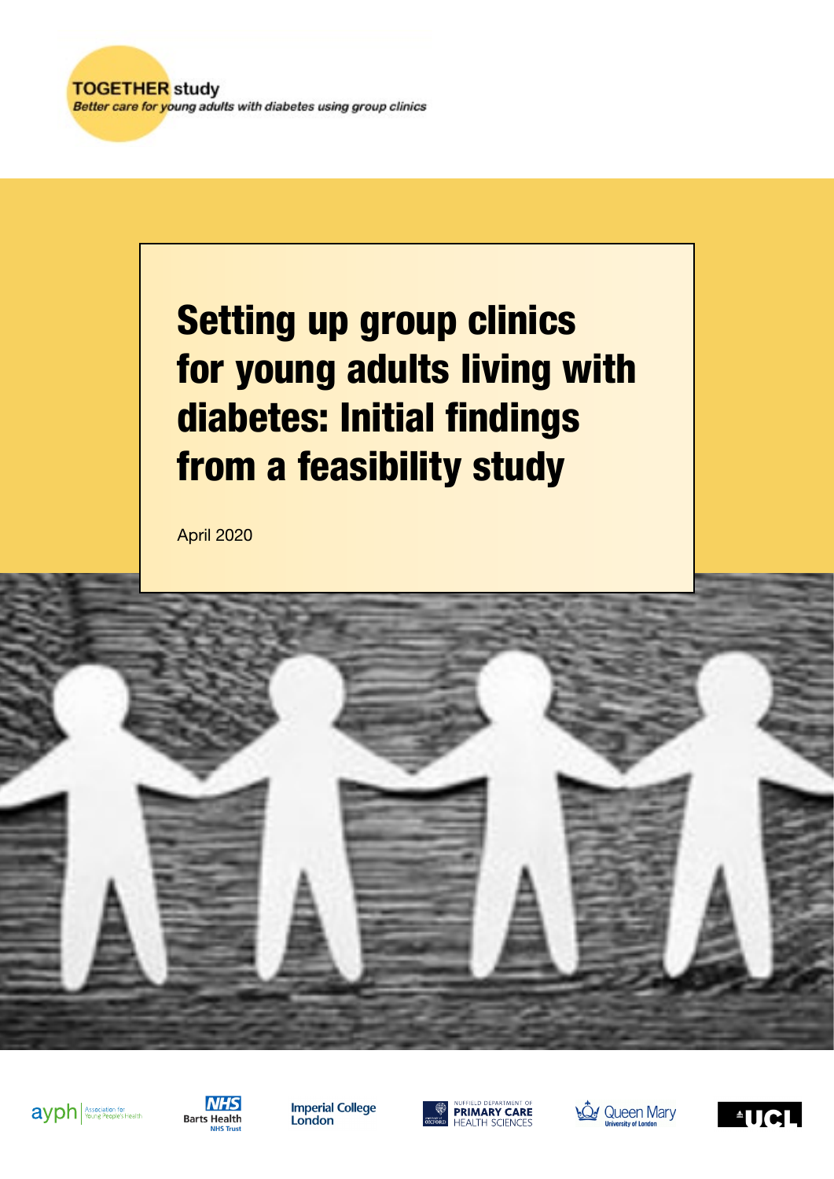**TOGETHER study**

*Better care for young adults with diabetes using group clinics*

# Setting up group clinics for young adults living with diabetes: Initial findings from a feasibility study

April 2020

ayph Association for Young People's Health

NHS Barts Health NHS Trust

Imperial College London

Nuffield Department of Primary Care Health Sciences, University of Oxford

Queen Mary University of London

UCL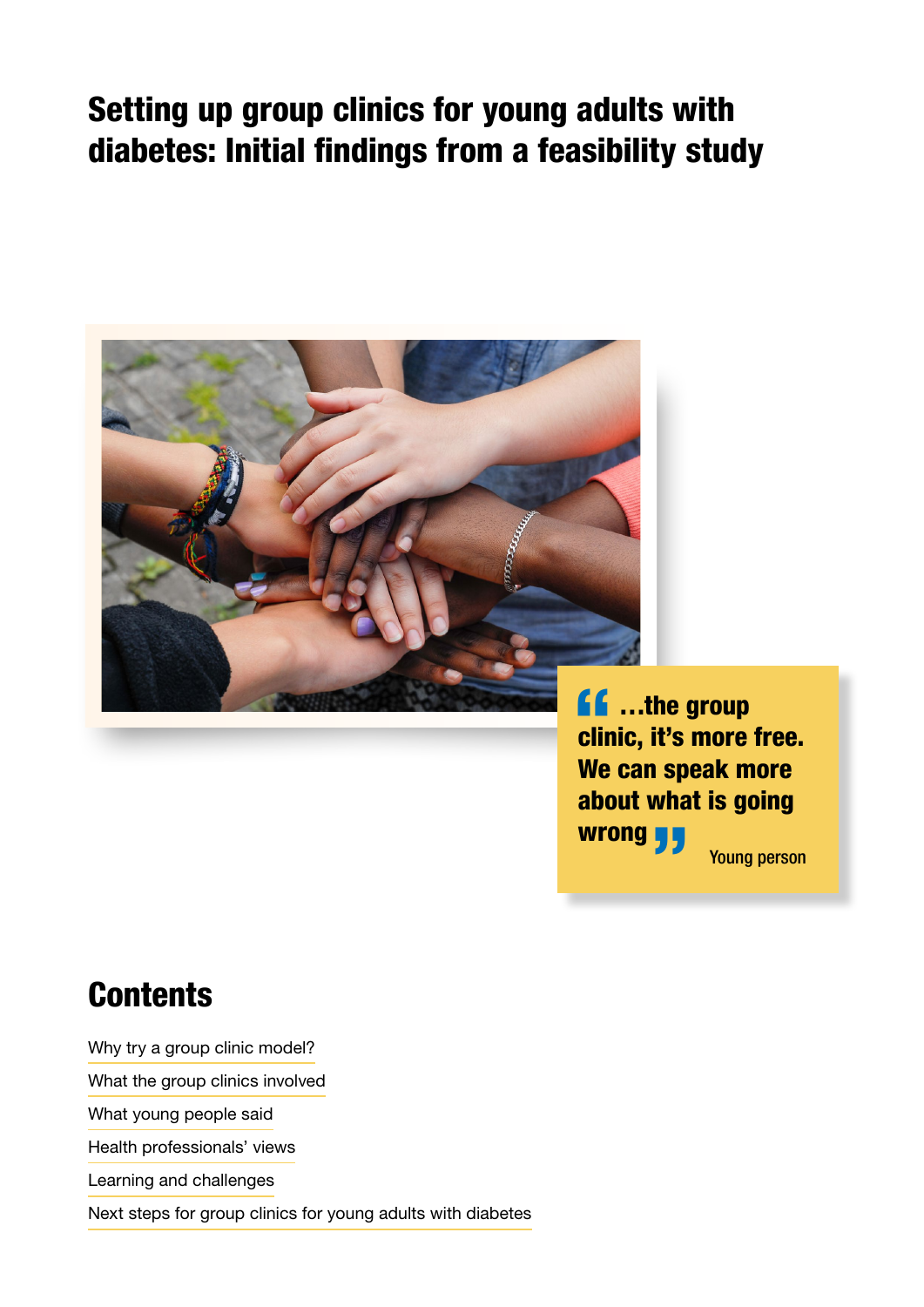# Setting up group clinics for young adults with diabetes: Initial findings from a feasibility study

> …the group clinic, it's more free. We can speak more about what is going wrong
>
> Young person

## Contents

- Why try a group clinic model?
- What the group clinics involved
- What young people said
- Health professionals' views
- Learning and challenges
- Next steps for group clinics for young adults with diabetes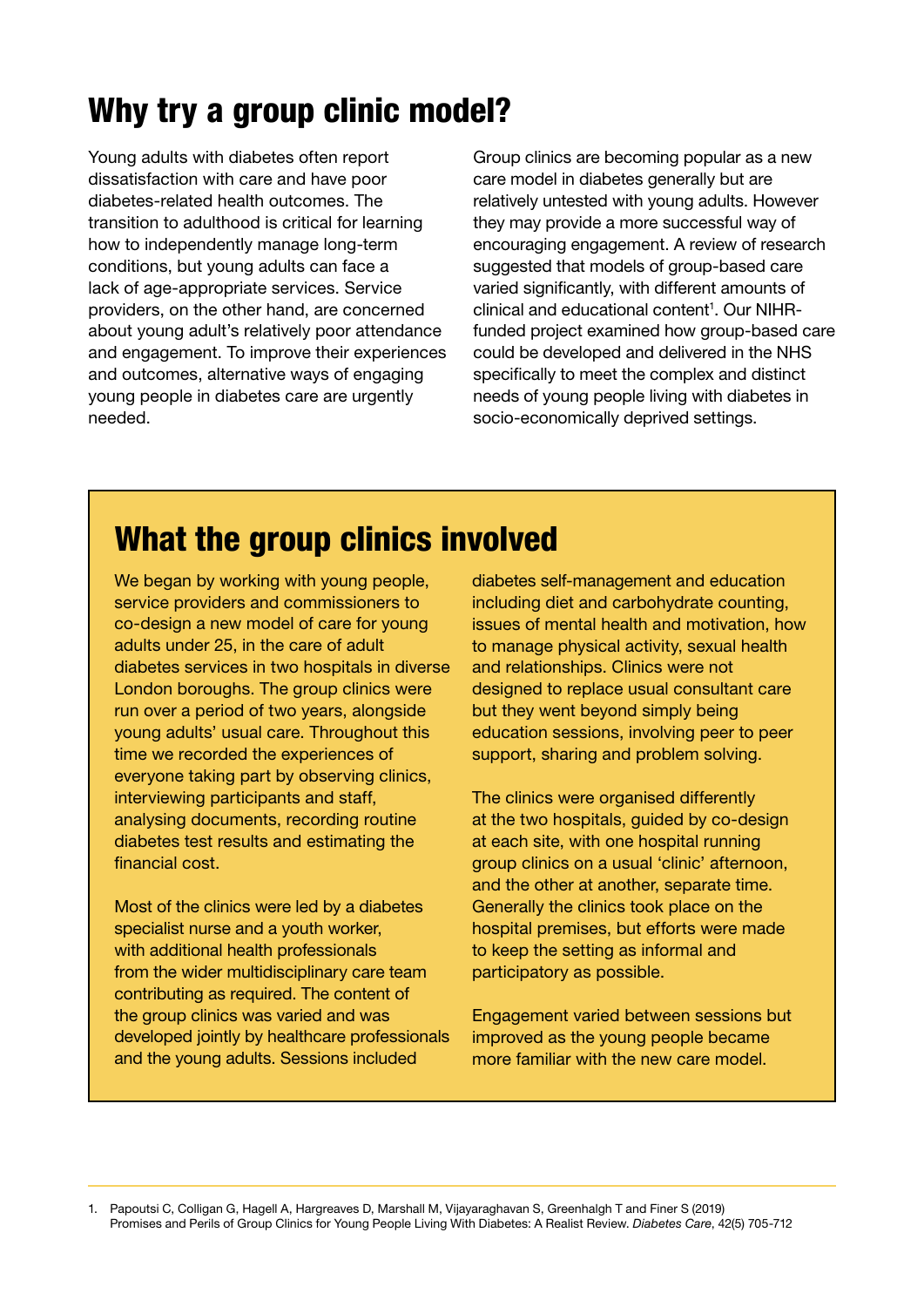# Why try a group clinic model?

Young adults with diabetes often report dissatisfaction with care and have poor diabetes-related health outcomes. The transition to adulthood is critical for learning how to independently manage long-term conditions, but young adults can face a lack of age-appropriate services. Service providers, on the other hand, are concerned about young adult's relatively poor attendance and engagement. To improve their experiences and outcomes, alternative ways of engaging young people in diabetes care are urgently needed.

Group clinics are becoming popular as a new care model in diabetes generally but are relatively untested with young adults. However they may provide a more successful way of encouraging engagement. A review of research suggested that models of group-based care varied significantly, with different amounts of clinical and educational content[1]. Our NIHR-funded project examined how group-based care could be developed and delivered in the NHS specifically to meet the complex and distinct needs of young people living with diabetes in socio-economically deprived settings.

## What the group clinics involved

We began by working with young people, service providers and commissioners to co-design a new model of care for young adults under 25, in the care of adult diabetes services in two hospitals in diverse London boroughs. The group clinics were run over a period of two years, alongside young adults' usual care. Throughout this time we recorded the experiences of everyone taking part by observing clinics, interviewing participants and staff, analysing documents, recording routine diabetes test results and estimating the financial cost.

Most of the clinics were led by a diabetes specialist nurse and a youth worker, with additional health professionals from the wider multidisciplinary care team contributing as required. The content of the group clinics was varied and was developed jointly by healthcare professionals and the young adults. Sessions included diabetes self-management and education including diet and carbohydrate counting, issues of mental health and motivation, how to manage physical activity, sexual health and relationships. Clinics were not designed to replace usual consultant care but they went beyond simply being education sessions, involving peer to peer support, sharing and problem solving.

The clinics were organised differently at the two hospitals, guided by co-design at each site, with one hospital running group clinics on a usual 'clinic' afternoon, and the other at another, separate time. Generally the clinics took place on the hospital premises, but efforts were made to keep the setting as informal and participatory as possible.

Engagement varied between sessions but improved as the young people became more familiar with the new care model.

1. Papoutsi C, Colligan G, Hagell A, Hargreaves D, Marshall M, Vijayaraghavan S, Greenhalgh T and Finer S (2019) Promises and Perils of Group Clinics for Young People Living With Diabetes: A Realist Review. *Diabetes Care*, 42(5) 705-712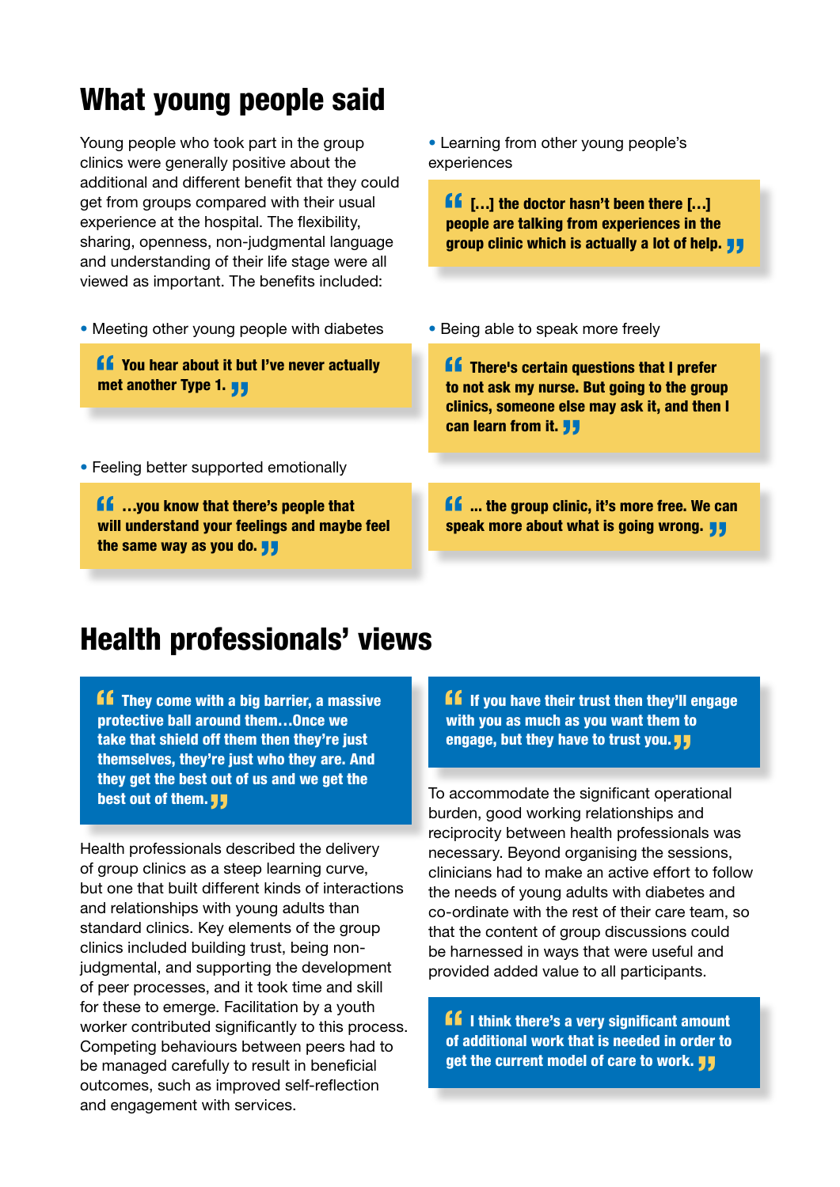## What young people said

Young people who took part in the group clinics were generally positive about the additional and different benefit that they could get from groups compared with their usual experience at the hospital. The flexibility, sharing, openness, non-judgmental language and understanding of their life stage were all viewed as important. The benefits included:

- Meeting other young people with diabetes

> **"You hear about it but I've never actually met another Type 1."**

- Feeling better supported emotionally

> **"…you know that there's people that will understand your feelings and maybe feel the same way as you do."**

- Learning from other young people's experiences

> **"[…] the doctor hasn't been there […] people are talking from experiences in the group clinic which is actually a lot of help."**

- Being able to speak more freely

> **"There's certain questions that I prefer to not ask my nurse. But going to the group clinics, someone else may ask it, and then I can learn from it."**

> **"… the group clinic, it's more free. We can speak more about what is going wrong."**

## Health professionals' views

> **"They come with a big barrier, a massive protective ball around them…Once we take that shield off them then they're just themselves, they're just who they are. And they get the best out of us and we get the best out of them."**

Health professionals described the delivery of group clinics as a steep learning curve, but one that built different kinds of interactions and relationships with young adults than standard clinics. Key elements of the group clinics included building trust, being non-judgmental, and supporting the development of peer processes, and it took time and skill for these to emerge. Facilitation by a youth worker contributed significantly to this process. Competing behaviours between peers had to be managed carefully to result in beneficial outcomes, such as improved self-reflection and engagement with services.

> **"If you have their trust then they'll engage with you as much as you want them to engage, but they have to trust you."**

To accommodate the significant operational burden, good working relationships and reciprocity between health professionals was necessary. Beyond organising the sessions, clinicians had to make an active effort to follow the needs of young adults with diabetes and co-ordinate with the rest of their care team, so that the content of group discussions could be harnessed in ways that were useful and provided added value to all participants.

> **"I think there's a very significant amount of additional work that is needed in order to get the current model of care to work."**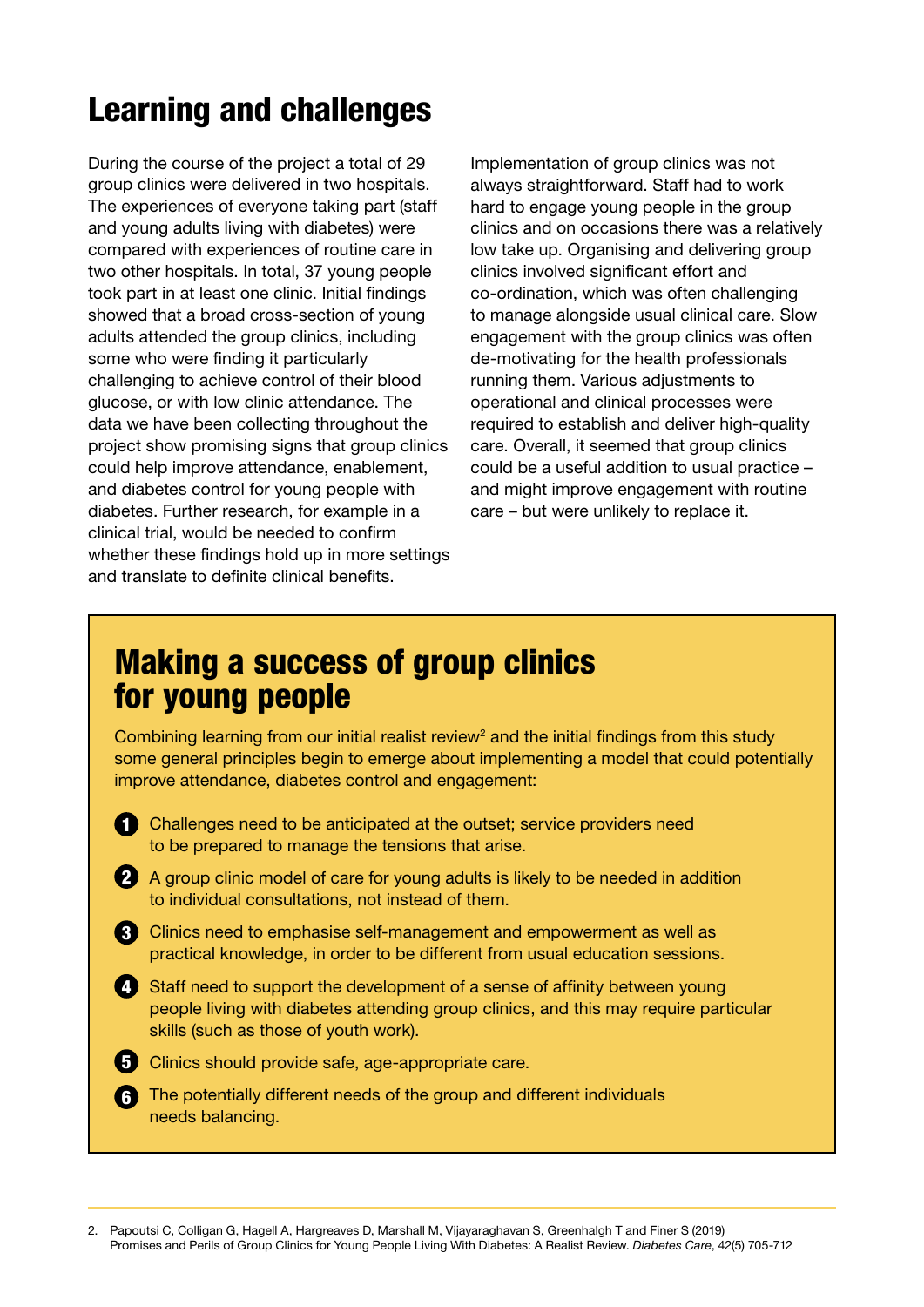# Learning and challenges

During the course of the project a total of 29 group clinics were delivered in two hospitals. The experiences of everyone taking part (staff and young adults living with diabetes) were compared with experiences of routine care in two other hospitals. In total, 37 young people took part in at least one clinic. Initial findings showed that a broad cross-section of young adults attended the group clinics, including some who were finding it particularly challenging to achieve control of their blood glucose, or with low clinic attendance. The data we have been collecting throughout the project show promising signs that group clinics could help improve attendance, enablement, and diabetes control for young people with diabetes. Further research, for example in a clinical trial, would be needed to confirm whether these findings hold up in more settings and translate to definite clinical benefits.

Implementation of group clinics was not always straightforward. Staff had to work hard to engage young people in the group clinics and on occasions there was a relatively low take up. Organising and delivering group clinics involved significant effort and co-ordination, which was often challenging to manage alongside usual clinical care. Slow engagement with the group clinics was often de-motivating for the health professionals running them. Various adjustments to operational and clinical processes were required to establish and deliver high-quality care. Overall, it seemed that group clinics could be a useful addition to usual practice – and might improve engagement with routine care – but were unlikely to replace it.

## Making a success of group clinics for young people

Combining learning from our initial realist review[2] and the initial findings from this study some general principles begin to emerge about implementing a model that could potentially improve attendance, diabetes control and engagement:

1. Challenges need to be anticipated at the outset; service providers need to be prepared to manage the tensions that arise.
2. A group clinic model of care for young adults is likely to be needed in addition to individual consultations, not instead of them.
3. Clinics need to emphasise self-management and empowerment as well as practical knowledge, in order to be different from usual education sessions.
4. Staff need to support the development of a sense of affinity between young people living with diabetes attending group clinics, and this may require particular skills (such as those of youth work).
5. Clinics should provide safe, age-appropriate care.
6. The potentially different needs of the group and different individuals needs balancing.

2. Papoutsi C, Colligan G, Hagell A, Hargreaves D, Marshall M, Vijayaraghavan S, Greenhalgh T and Finer S (2019) Promises and Perils of Group Clinics for Young People Living With Diabetes: A Realist Review. *Diabetes Care*, 42(5) 705-712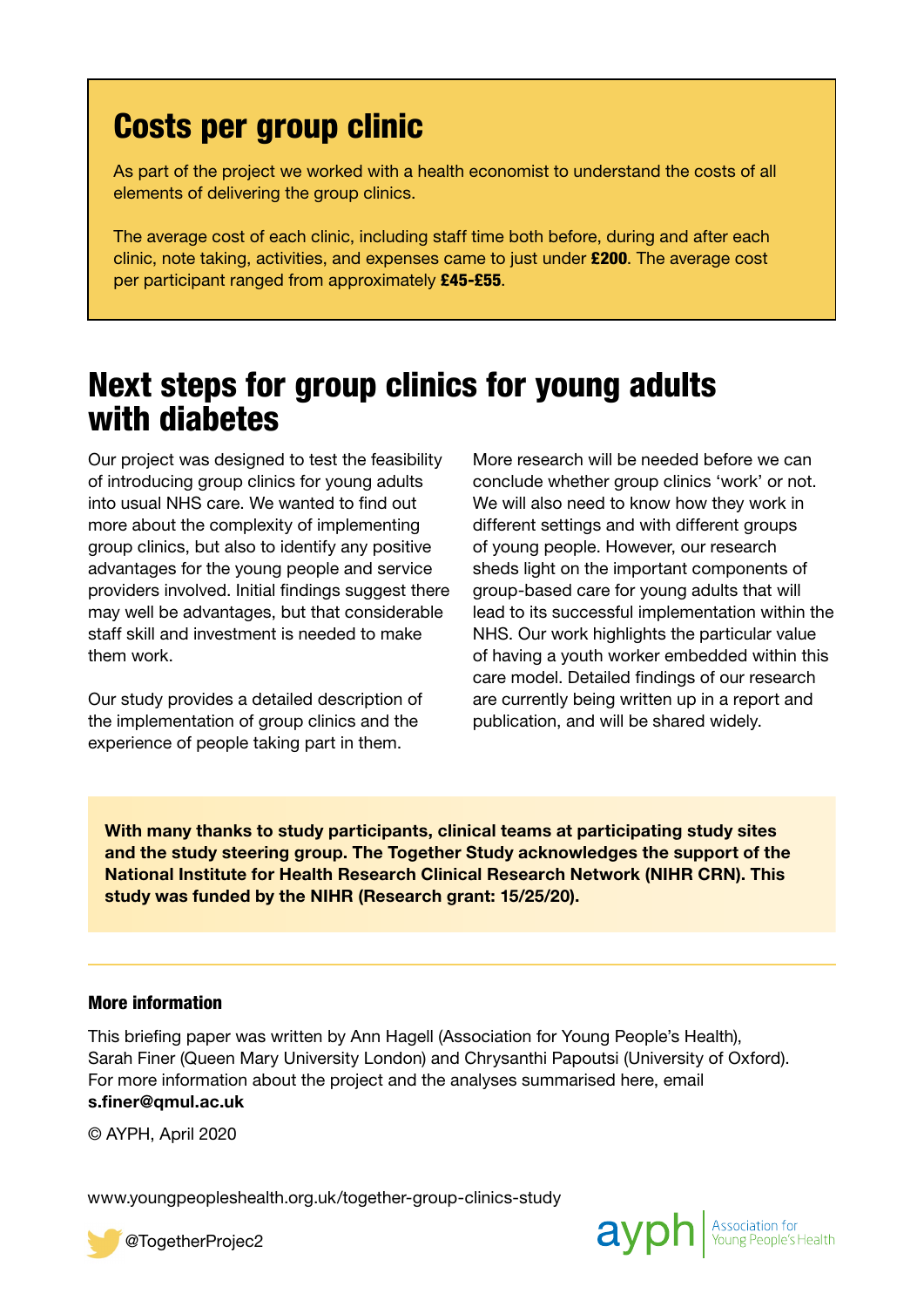## Costs per group clinic

As part of the project we worked with a health economist to understand the costs of all elements of delivering the group clinics.

The average cost of each clinic, including staff time both before, during and after each clinic, note taking, activities, and expenses came to just under **£200**. The average cost per participant ranged from approximately **£45-£55**.

## Next steps for group clinics for young adults with diabetes

Our project was designed to test the feasibility of introducing group clinics for young adults into usual NHS care. We wanted to find out more about the complexity of implementing group clinics, but also to identify any positive advantages for the young people and service providers involved. Initial findings suggest there may well be advantages, but that considerable staff skill and investment is needed to make them work.

Our study provides a detailed description of the implementation of group clinics and the experience of people taking part in them.

More research will be needed before we can conclude whether group clinics 'work' or not. We will also need to know how they work in different settings and with different groups of young people. However, our research sheds light on the important components of group-based care for young adults that will lead to its successful implementation within the NHS. Our work highlights the particular value of having a youth worker embedded within this care model. Detailed findings of our research are currently being written up in a report and publication, and will be shared widely.

**With many thanks to study participants, clinical teams at participating study sites and the study steering group. The Together Study acknowledges the support of the National Institute for Health Research Clinical Research Network (NIHR CRN). This study was funded by the NIHR (Research grant: 15/25/20).**

### More information

This briefing paper was written by Ann Hagell (Association for Young People's Health), Sarah Finer (Queen Mary University London) and Chrysanthi Papoutsi (University of Oxford). For more information about the project and the analyses summarised here, email **s.finer@qmul.ac.uk**

© AYPH, April 2020

www.youngpeopleshealth.org.uk/together-group-clinics-study

@TogetherProjec2

ayph Association for Young People's Health